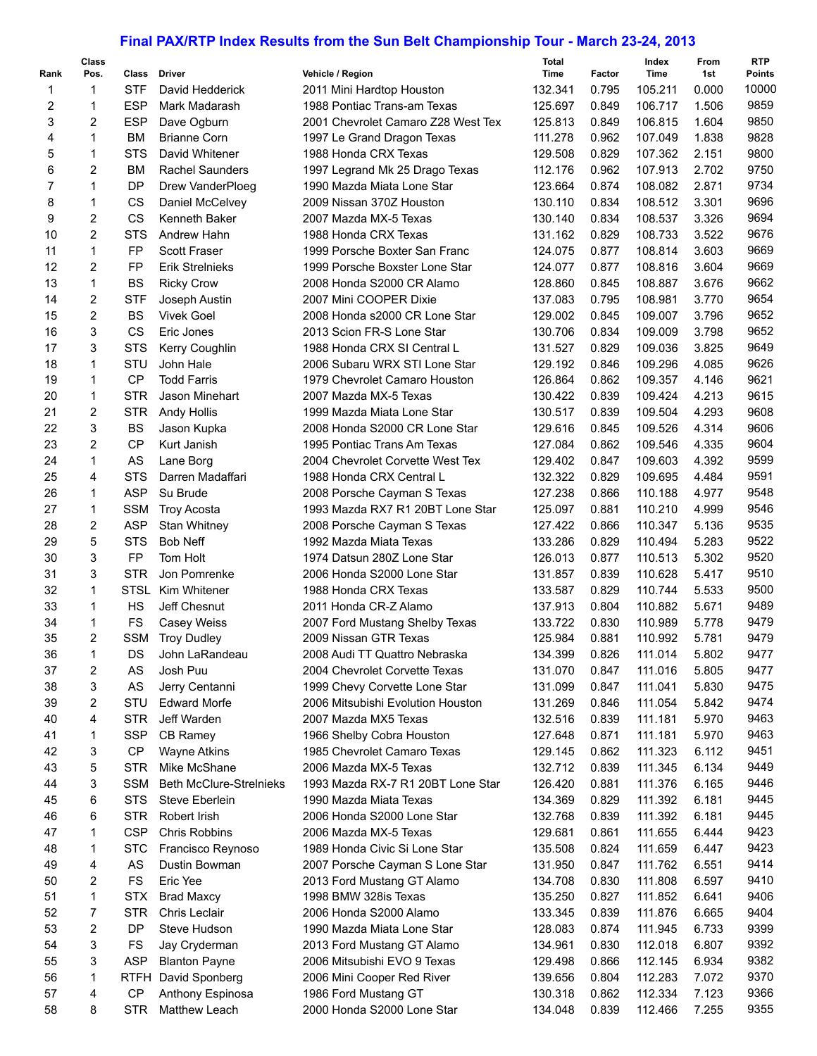# Final PAX/RTP Index Results from the Sun Belt Championship Tour - March 23-24, 2013

| Rank | Class Pos. | Class | Driver | Vehicle / Region | Total Time | Factor | Index Time | From 1st | RTP Points |
|---|---|---|---|---|---|---|---|---|---|
| 1 | 1 | STF | David Hedderick | 2011 Mini Hardtop Houston | 132.341 | 0.795 | 105.211 | 0.000 | 10000 |
| 2 | 1 | ESP | Mark Madarash | 1988 Pontiac Trans-am Texas | 125.697 | 0.849 | 106.717 | 1.506 | 9859 |
| 3 | 2 | ESP | Dave Ogburn | 2001 Chevrolet Camaro Z28 West Tex | 125.813 | 0.849 | 106.815 | 1.604 | 9850 |
| 4 | 1 | BM | Brianne Corn | 1997 Le Grand Dragon Texas | 111.278 | 0.962 | 107.049 | 1.838 | 9828 |
| 5 | 1 | STS | David Whitener | 1988 Honda CRX Texas | 129.508 | 0.829 | 107.362 | 2.151 | 9800 |
| 6 | 2 | BM | Rachel Saunders | 1997 Legrand Mk 25 Drago Texas | 112.176 | 0.962 | 107.913 | 2.702 | 9750 |
| 7 | 1 | DP | Drew VanderPloeg | 1990 Mazda Miata Lone Star | 123.664 | 0.874 | 108.082 | 2.871 | 9734 |
| 8 | 1 | CS | Daniel McCelvey | 2009 Nissan 370Z Houston | 130.110 | 0.834 | 108.512 | 3.301 | 9696 |
| 9 | 2 | CS | Kenneth Baker | 2007 Mazda MX-5 Texas | 130.140 | 0.834 | 108.537 | 3.326 | 9694 |
| 10 | 2 | STS | Andrew Hahn | 1988 Honda CRX Texas | 131.162 | 0.829 | 108.733 | 3.522 | 9676 |
| 11 | 1 | FP | Scott Fraser | 1999 Porsche Boxter San Franc | 124.075 | 0.877 | 108.814 | 3.603 | 9669 |
| 12 | 2 | FP | Erik Strelnieks | 1999 Porsche Boxster Lone Star | 124.077 | 0.877 | 108.816 | 3.604 | 9669 |
| 13 | 1 | BS | Ricky Crow | 2008 Honda S2000 CR Alamo | 128.860 | 0.845 | 108.887 | 3.676 | 9662 |
| 14 | 2 | STF | Joseph Austin | 2007 Mini COOPER Dixie | 137.083 | 0.795 | 108.981 | 3.770 | 9654 |
| 15 | 2 | BS | Vivek Goel | 2008 Honda s2000 CR Lone Star | 129.002 | 0.845 | 109.007 | 3.796 | 9652 |
| 16 | 3 | CS | Eric Jones | 2013 Scion FR-S Lone Star | 130.706 | 0.834 | 109.009 | 3.798 | 9652 |
| 17 | 3 | STS | Kerry Coughlin | 1988 Honda CRX SI Central L | 131.527 | 0.829 | 109.036 | 3.825 | 9649 |
| 18 | 1 | STU | John Hale | 2006 Subaru WRX STI Lone Star | 129.192 | 0.846 | 109.296 | 4.085 | 9626 |
| 19 | 1 | CP | Todd Farris | 1979 Chevrolet Camaro Houston | 126.864 | 0.862 | 109.357 | 4.146 | 9621 |
| 20 | 1 | STR | Jason Minehart | 2007 Mazda MX-5 Texas | 130.422 | 0.839 | 109.424 | 4.213 | 9615 |
| 21 | 2 | STR | Andy Hollis | 1999 Mazda Miata Lone Star | 130.517 | 0.839 | 109.504 | 4.293 | 9608 |
| 22 | 3 | BS | Jason Kupka | 2008 Honda S2000 CR Lone Star | 129.616 | 0.845 | 109.526 | 4.314 | 9606 |
| 23 | 2 | CP | Kurt Janish | 1995 Pontiac Trans Am Texas | 127.084 | 0.862 | 109.546 | 4.335 | 9604 |
| 24 | 1 | AS | Lane Borg | 2004 Chevrolet Corvette West Tex | 129.402 | 0.847 | 109.603 | 4.392 | 9599 |
| 25 | 4 | STS | Darren Madaffari | 1988 Honda CRX Central L | 132.322 | 0.829 | 109.695 | 4.484 | 9591 |
| 26 | 1 | ASP | Su Brude | 2008 Porsche Cayman S Texas | 127.238 | 0.866 | 110.188 | 4.977 | 9548 |
| 27 | 1 | SSM | Troy Acosta | 1993 Mazda RX7 R1 20BT Lone Star | 125.097 | 0.881 | 110.210 | 4.999 | 9546 |
| 28 | 2 | ASP | Stan Whitney | 2008 Porsche Cayman S Texas | 127.422 | 0.866 | 110.347 | 5.136 | 9535 |
| 29 | 5 | STS | Bob Neff | 1992 Mazda Miata Texas | 133.286 | 0.829 | 110.494 | 5.283 | 9522 |
| 30 | 3 | FP | Tom Holt | 1974 Datsun 280Z Lone Star | 126.013 | 0.877 | 110.513 | 5.302 | 9520 |
| 31 | 3 | STR | Jon Pomrenke | 2006 Honda S2000 Lone Star | 131.857 | 0.839 | 110.628 | 5.417 | 9510 |
| 32 | 1 | STSL | Kim Whitener | 1988 Honda CRX Texas | 133.587 | 0.829 | 110.744 | 5.533 | 9500 |
| 33 | 1 | HS | Jeff Chesnut | 2011 Honda CR-Z Alamo | 137.913 | 0.804 | 110.882 | 5.671 | 9489 |
| 34 | 1 | FS | Casey Weiss | 2007 Ford Mustang Shelby Texas | 133.722 | 0.830 | 110.989 | 5.778 | 9479 |
| 35 | 2 | SSM | Troy Dudley | 2009 Nissan GTR Texas | 125.984 | 0.881 | 110.992 | 5.781 | 9479 |
| 36 | 1 | DS | John LaRandeau | 2008 Audi TT Quattro Nebraska | 134.399 | 0.826 | 111.014 | 5.802 | 9477 |
| 37 | 2 | AS | Josh Puu | 2004 Chevrolet Corvette Texas | 131.070 | 0.847 | 111.016 | 5.805 | 9477 |
| 38 | 3 | AS | Jerry Centanni | 1999 Chevy Corvette Lone Star | 131.099 | 0.847 | 111.041 | 5.830 | 9475 |
| 39 | 2 | STU | Edward Morfe | 2006 Mitsubishi Evolution Houston | 131.269 | 0.846 | 111.054 | 5.842 | 9474 |
| 40 | 4 | STR | Jeff Warden | 2007 Mazda MX5 Texas | 132.516 | 0.839 | 111.181 | 5.970 | 9463 |
| 41 | 1 | SSP | CB Ramey | 1966 Shelby Cobra Houston | 127.648 | 0.871 | 111.181 | 5.970 | 9463 |
| 42 | 3 | CP | Wayne Atkins | 1985 Chevrolet Camaro Texas | 129.145 | 0.862 | 111.323 | 6.112 | 9451 |
| 43 | 5 | STR | Mike McShane | 2006 Mazda MX-5 Texas | 132.712 | 0.839 | 111.345 | 6.134 | 9449 |
| 44 | 3 | SSM | Beth McClure-Strelnieks | 1993 Mazda RX-7 R1 20BT Lone Star | 126.420 | 0.881 | 111.376 | 6.165 | 9446 |
| 45 | 6 | STS | Steve Eberlein | 1990 Mazda Miata Texas | 134.369 | 0.829 | 111.392 | 6.181 | 9445 |
| 46 | 6 | STR | Robert Irish | 2006 Honda S2000 Lone Star | 132.768 | 0.839 | 111.392 | 6.181 | 9445 |
| 47 | 1 | CSP | Chris Robbins | 2006 Mazda MX-5 Texas | 129.681 | 0.861 | 111.655 | 6.444 | 9423 |
| 48 | 1 | STC | Francisco Reynoso | 1989 Honda Civic Si Lone Star | 135.508 | 0.824 | 111.659 | 6.447 | 9423 |
| 49 | 4 | AS | Dustin Bowman | 2007 Porsche Cayman S Lone Star | 131.950 | 0.847 | 111.762 | 6.551 | 9414 |
| 50 | 2 | FS | Eric Yee | 2013 Ford Mustang GT Alamo | 134.708 | 0.830 | 111.808 | 6.597 | 9410 |
| 51 | 1 | STX | Brad Maxcy | 1998 BMW 328is Texas | 135.250 | 0.827 | 111.852 | 6.641 | 9406 |
| 52 | 7 | STR | Chris Leclair | 2006 Honda S2000 Alamo | 133.345 | 0.839 | 111.876 | 6.665 | 9404 |
| 53 | 2 | DP | Steve Hudson | 1990 Mazda Miata Lone Star | 128.083 | 0.874 | 111.945 | 6.733 | 9399 |
| 54 | 3 | FS | Jay Cryderman | 2013 Ford Mustang GT Alamo | 134.961 | 0.830 | 112.018 | 6.807 | 9392 |
| 55 | 3 | ASP | Blanton Payne | 2006 Mitsubishi EVO 9 Texas | 129.498 | 0.866 | 112.145 | 6.934 | 9382 |
| 56 | 1 | RTFH | David Sponberg | 2006 Mini Cooper Red River | 139.656 | 0.804 | 112.283 | 7.072 | 9370 |
| 57 | 4 | CP | Anthony Espinosa | 1986 Ford Mustang GT | 130.318 | 0.862 | 112.334 | 7.123 | 9366 |
| 58 | 8 | STR | Matthew Leach | 2000 Honda S2000 Lone Star | 134.048 | 0.839 | 112.466 | 7.255 | 9355 |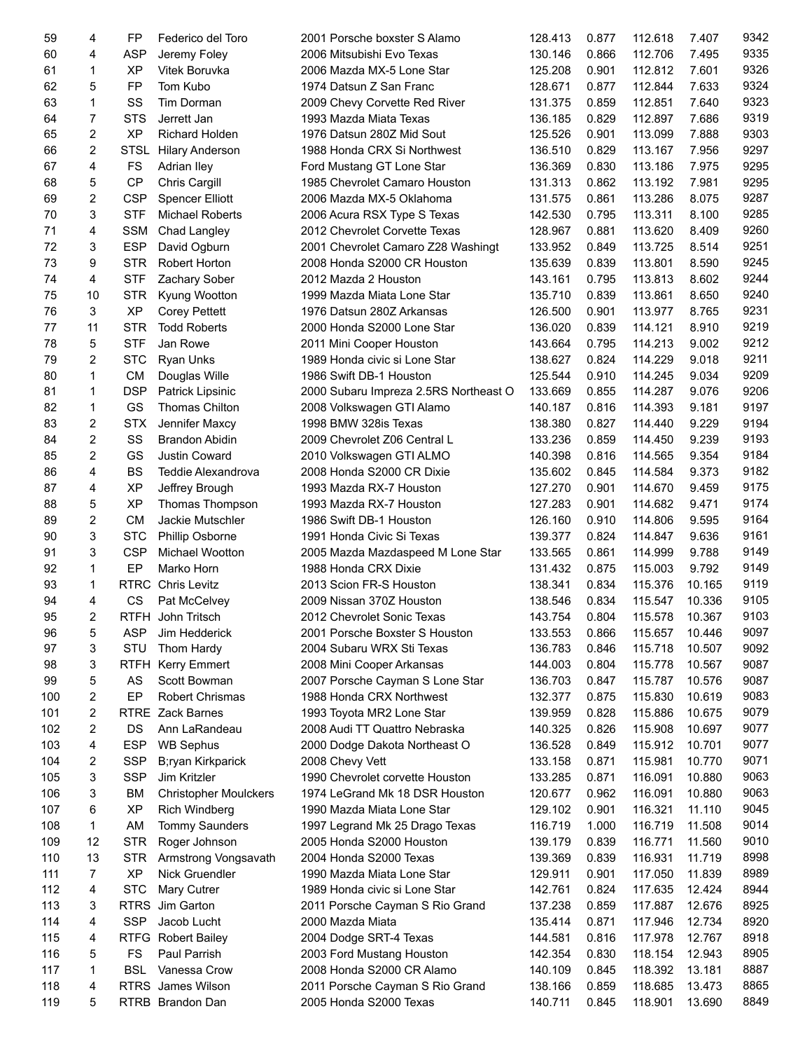| 59 | 4 | FP | Federico del Toro | 2001 Porsche boxster S Alamo | 128.413 | 0.877 | 112.618 | 7.407 | 9342 |
|---|---|---|---|---|---|---|---|---|---|
| 60 | 4 | ASP | Jeremy Foley | 2006 Mitsubishi Evo Texas | 130.146 | 0.866 | 112.706 | 7.495 | 9335 |
| 61 | 1 | XP | Vitek Boruvka | 2006 Mazda MX-5 Lone Star | 125.208 | 0.901 | 112.812 | 7.601 | 9326 |
| 62 | 5 | FP | Tom Kubo | 1974 Datsun Z San Franc | 128.671 | 0.877 | 112.844 | 7.633 | 9324 |
| 63 | 1 | SS | Tim Dorman | 2009 Chevy Corvette Red River | 131.375 | 0.859 | 112.851 | 7.640 | 9323 |
| 64 | 7 | STS | Jerrett Jan | 1993 Mazda Miata Texas | 136.185 | 0.829 | 112.897 | 7.686 | 9319 |
| 65 | 2 | XP | Richard Holden | 1976 Datsun 280Z Mid Sout | 125.526 | 0.901 | 113.099 | 7.888 | 9303 |
| 66 | 2 | STSL | Hilary Anderson | 1988 Honda CRX Si Northwest | 136.510 | 0.829 | 113.167 | 7.956 | 9297 |
| 67 | 4 | FS | Adrian Iley | Ford Mustang GT Lone Star | 136.369 | 0.830 | 113.186 | 7.975 | 9295 |
| 68 | 5 | CP | Chris Cargill | 1985 Chevrolet Camaro Houston | 131.313 | 0.862 | 113.192 | 7.981 | 9295 |
| 69 | 2 | CSP | Spencer Elliott | 2006 Mazda MX-5 Oklahoma | 131.575 | 0.861 | 113.286 | 8.075 | 9287 |
| 70 | 3 | STF | Michael Roberts | 2006 Acura RSX Type S Texas | 142.530 | 0.795 | 113.311 | 8.100 | 9285 |
| 71 | 4 | SSM | Chad Langley | 2012 Chevrolet Corvette Texas | 128.967 | 0.881 | 113.620 | 8.409 | 9260 |
| 72 | 3 | ESP | David Ogburn | 2001 Chevrolet Camaro Z28 Washingt | 133.952 | 0.849 | 113.725 | 8.514 | 9251 |
| 73 | 9 | STR | Robert Horton | 2008 Honda S2000 CR Houston | 135.639 | 0.839 | 113.801 | 8.590 | 9245 |
| 74 | 4 | STF | Zachary Sober | 2012 Mazda 2 Houston | 143.161 | 0.795 | 113.813 | 8.602 | 9244 |
| 75 | 10 | STR | Kyung Wootton | 1999 Mazda Miata Lone Star | 135.710 | 0.839 | 113.861 | 8.650 | 9240 |
| 76 | 3 | XP | Corey Pettett | 1976 Datsun 280Z Arkansas | 126.500 | 0.901 | 113.977 | 8.765 | 9231 |
| 77 | 11 | STR | Todd Roberts | 2000 Honda S2000 Lone Star | 136.020 | 0.839 | 114.121 | 8.910 | 9219 |
| 78 | 5 | STF | Jan Rowe | 2011 Mini Cooper Houston | 143.664 | 0.795 | 114.213 | 9.002 | 9212 |
| 79 | 2 | STC | Ryan Unks | 1989 Honda civic si Lone Star | 138.627 | 0.824 | 114.229 | 9.018 | 9211 |
| 80 | 1 | CM | Douglas Wille | 1986 Swift DB-1 Houston | 125.544 | 0.910 | 114.245 | 9.034 | 9209 |
| 81 | 1 | DSP | Patrick Lipsinic | 2000 Subaru Impreza 2.5RS Northeast O | 133.669 | 0.855 | 114.287 | 9.076 | 9206 |
| 82 | 1 | GS | Thomas Chilton | 2008 Volkswagen GTI Alamo | 140.187 | 0.816 | 114.393 | 9.181 | 9197 |
| 83 | 2 | STX | Jennifer Maxcy | 1998 BMW 328is Texas | 138.380 | 0.827 | 114.440 | 9.229 | 9194 |
| 84 | 2 | SS | Brandon Abidin | 2009 Chevrolet Z06 Central L | 133.236 | 0.859 | 114.450 | 9.239 | 9193 |
| 85 | 2 | GS | Justin Coward | 2010 Volkswagen GTI ALMO | 140.398 | 0.816 | 114.565 | 9.354 | 9184 |
| 86 | 4 | BS | Teddie Alexandrova | 2008 Honda S2000 CR Dixie | 135.602 | 0.845 | 114.584 | 9.373 | 9182 |
| 87 | 4 | XP | Jeffrey Brough | 1993 Mazda RX-7 Houston | 127.270 | 0.901 | 114.670 | 9.459 | 9175 |
| 88 | 5 | XP | Thomas Thompson | 1993 Mazda RX-7 Houston | 127.283 | 0.901 | 114.682 | 9.471 | 9174 |
| 89 | 2 | CM | Jackie Mutschler | 1986 Swift DB-1 Houston | 126.160 | 0.910 | 114.806 | 9.595 | 9164 |
| 90 | 3 | STC | Phillip Osborne | 1991 Honda Civic Si Texas | 139.377 | 0.824 | 114.847 | 9.636 | 9161 |
| 91 | 3 | CSP | Michael Wootton | 2005 Mazda Mazdaspeed M Lone Star | 133.565 | 0.861 | 114.999 | 9.788 | 9149 |
| 92 | 1 | EP | Marko Horn | 1988 Honda CRX Dixie | 131.432 | 0.875 | 115.003 | 9.792 | 9149 |
| 93 | 1 | RTRC | Chris Levitz | 2013 Scion FR-S Houston | 138.341 | 0.834 | 115.376 | 10.165 | 9119 |
| 94 | 4 | CS | Pat McCelvey | 2009 Nissan 370Z Houston | 138.546 | 0.834 | 115.547 | 10.336 | 9105 |
| 95 | 2 | RTFH | John Tritsch | 2012 Chevrolet Sonic Texas | 143.754 | 0.804 | 115.578 | 10.367 | 9103 |
| 96 | 5 | ASP | Jim Hedderick | 2001 Porsche Boxster S Houston | 133.553 | 0.866 | 115.657 | 10.446 | 9097 |
| 97 | 3 | STU | Thom Hardy | 2004 Subaru WRX Sti Texas | 136.783 | 0.846 | 115.718 | 10.507 | 9092 |
| 98 | 3 | RTFH | Kerry Emmert | 2008 Mini Cooper Arkansas | 144.003 | 0.804 | 115.778 | 10.567 | 9087 |
| 99 | 5 | AS | Scott Bowman | 2007 Porsche Cayman S Lone Star | 136.703 | 0.847 | 115.787 | 10.576 | 9087 |
| 100 | 2 | EP | Robert Chrismas | 1988 Honda CRX Northwest | 132.377 | 0.875 | 115.830 | 10.619 | 9083 |
| 101 | 2 | RTRE | Zack Barnes | 1993 Toyota MR2 Lone Star | 139.959 | 0.828 | 115.886 | 10.675 | 9079 |
| 102 | 2 | DS | Ann LaRandeau | 2008 Audi TT Quattro Nebraska | 140.325 | 0.826 | 115.908 | 10.697 | 9077 |
| 103 | 4 | ESP | WB Sephus | 2000 Dodge Dakota Northeast O | 136.528 | 0.849 | 115.912 | 10.701 | 9077 |
| 104 | 2 | SSP | B;ryan Kirkparick | 2008 Chevy Vett | 133.158 | 0.871 | 115.981 | 10.770 | 9071 |
| 105 | 3 | SSP | Jim Kritzler | 1990 Chevrolet corvette Houston | 133.285 | 0.871 | 116.091 | 10.880 | 9063 |
| 106 | 3 | BM | Christopher Moulckers | 1974 LeGrand Mk 18 DSR Houston | 120.677 | 0.962 | 116.091 | 10.880 | 9063 |
| 107 | 6 | XP | Rich Windberg | 1990 Mazda Miata Lone Star | 129.102 | 0.901 | 116.321 | 11.110 | 9045 |
| 108 | 1 | AM | Tommy Saunders | 1997 Legrand Mk 25 Drago Texas | 116.719 | 1.000 | 116.719 | 11.508 | 9014 |
| 109 | 12 | STR | Roger Johnson | 2005 Honda S2000 Houston | 139.179 | 0.839 | 116.771 | 11.560 | 9010 |
| 110 | 13 | STR | Armstrong Vongsavath | 2004 Honda S2000 Texas | 139.369 | 0.839 | 116.931 | 11.719 | 8998 |
| 111 | 7 | XP | Nick Gruendler | 1990 Mazda Miata Lone Star | 129.911 | 0.901 | 117.050 | 11.839 | 8989 |
| 112 | 4 | STC | Mary Cutrer | 1989 Honda civic si Lone Star | 142.761 | 0.824 | 117.635 | 12.424 | 8944 |
| 113 | 3 | RTRS | Jim Garton | 2011 Porsche Cayman S Rio Grand | 137.238 | 0.859 | 117.887 | 12.676 | 8925 |
| 114 | 4 | SSP | Jacob Lucht | 2000 Mazda Miata | 135.414 | 0.871 | 117.946 | 12.734 | 8920 |
| 115 | 4 | RTFG | Robert Bailey | 2004 Dodge SRT-4 Texas | 144.581 | 0.816 | 117.978 | 12.767 | 8918 |
| 116 | 5 | FS | Paul Parrish | 2003 Ford Mustang Houston | 142.354 | 0.830 | 118.154 | 12.943 | 8905 |
| 117 | 1 | BSL | Vanessa Crow | 2008 Honda S2000 CR Alamo | 140.109 | 0.845 | 118.392 | 13.181 | 8887 |
| 118 | 4 | RTRS | James Wilson | 2011 Porsche Cayman S Rio Grand | 138.166 | 0.859 | 118.685 | 13.473 | 8865 |
| 119 | 5 | RTRB | Brandon Dan | 2005 Honda S2000 Texas | 140.711 | 0.845 | 118.901 | 13.690 | 8849 |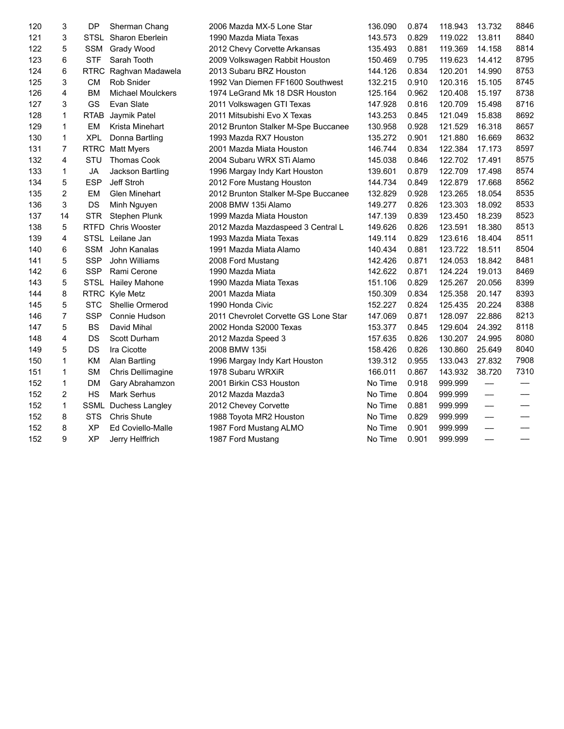| | | | | | | | | | |
|---|---|---|---|---|---|---|---|---|---|
| 120 | 3 | DP | Sherman Chang | 2006 Mazda MX-5 Lone Star | 136.090 | 0.874 | 118.943 | 13.732 | 8846 |
| 121 | 3 | STSL | Sharon Eberlein | 1990 Mazda Miata Texas | 143.573 | 0.829 | 119.022 | 13.811 | 8840 |
| 122 | 5 | SSM | Grady Wood | 2012 Chevy Corvette Arkansas | 135.493 | 0.881 | 119.369 | 14.158 | 8814 |
| 123 | 6 | STF | Sarah Tooth | 2009 Volkswagen Rabbit Houston | 150.469 | 0.795 | 119.623 | 14.412 | 8795 |
| 124 | 6 | RTRC | Raghvan Madawela | 2013 Subaru BRZ Houston | 144.126 | 0.834 | 120.201 | 14.990 | 8753 |
| 125 | 3 | CM | Rob Snider | 1992 Van Diemen FF1600 Southwest | 132.215 | 0.910 | 120.316 | 15.105 | 8745 |
| 126 | 4 | BM | Michael Moulckers | 1974 LeGrand Mk 18 DSR Houston | 125.164 | 0.962 | 120.408 | 15.197 | 8738 |
| 127 | 3 | GS | Evan Slate | 2011 Volkswagen GTI Texas | 147.928 | 0.816 | 120.709 | 15.498 | 8716 |
| 128 | 1 | RTAB | Jaymik Patel | 2011 Mitsubishi Evo X Texas | 143.253 | 0.845 | 121.049 | 15.838 | 8692 |
| 129 | 1 | EM | Krista Minehart | 2012 Brunton Stalker M-Spe Buccanee | 130.958 | 0.928 | 121.529 | 16.318 | 8657 |
| 130 | 1 | XPL | Donna Bartling | 1993 Mazda RX7 Houston | 135.272 | 0.901 | 121.880 | 16.669 | 8632 |
| 131 | 7 | RTRC | Matt Myers | 2001 Mazda Miata Houston | 146.744 | 0.834 | 122.384 | 17.173 | 8597 |
| 132 | 4 | STU | Thomas Cook | 2004 Subaru WRX STi Alamo | 145.038 | 0.846 | 122.702 | 17.491 | 8575 |
| 133 | 1 | JA | Jackson Bartling | 1996 Margay Indy Kart Houston | 139.601 | 0.879 | 122.709 | 17.498 | 8574 |
| 134 | 5 | ESP | Jeff Stroh | 2012 Fore Mustang Houston | 144.734 | 0.849 | 122.879 | 17.668 | 8562 |
| 135 | 2 | EM | Glen Minehart | 2012 Brunton Stalker M-Spe Buccanee | 132.829 | 0.928 | 123.265 | 18.054 | 8535 |
| 136 | 3 | DS | Minh Nguyen | 2008 BMW 135i Alamo | 149.277 | 0.826 | 123.303 | 18.092 | 8533 |
| 137 | 14 | STR | Stephen Plunk | 1999 Mazda Miata Houston | 147.139 | 0.839 | 123.450 | 18.239 | 8523 |
| 138 | 5 | RTFD | Chris Wooster | 2012 Mazda Mazdaspeed 3 Central L | 149.626 | 0.826 | 123.591 | 18.380 | 8513 |
| 139 | 4 | STSL | Leilane Jan | 1993 Mazda Miata Texas | 149.114 | 0.829 | 123.616 | 18.404 | 8511 |
| 140 | 6 | SSM | John Kanalas | 1991 Mazda Miata Alamo | 140.434 | 0.881 | 123.722 | 18.511 | 8504 |
| 141 | 5 | SSP | John Williams | 2008 Ford Mustang | 142.426 | 0.871 | 124.053 | 18.842 | 8481 |
| 142 | 6 | SSP | Rami Cerone | 1990 Mazda Miata | 142.622 | 0.871 | 124.224 | 19.013 | 8469 |
| 143 | 5 | STSL | Hailey Mahone | 1990 Mazda Miata Texas | 151.106 | 0.829 | 125.267 | 20.056 | 8399 |
| 144 | 8 | RTRC | Kyle Metz | 2001 Mazda Miata | 150.309 | 0.834 | 125.358 | 20.147 | 8393 |
| 145 | 5 | STC | Shellie Ormerod | 1990 Honda Civic | 152.227 | 0.824 | 125.435 | 20.224 | 8388 |
| 146 | 7 | SSP | Connie Hudson | 2011 Chevrolet Corvette GS Lone Star | 147.069 | 0.871 | 128.097 | 22.886 | 8213 |
| 147 | 5 | BS | David Mihal | 2002 Honda S2000 Texas | 153.377 | 0.845 | 129.604 | 24.392 | 8118 |
| 148 | 4 | DS | Scott Durham | 2012 Mazda Speed 3 | 157.635 | 0.826 | 130.207 | 24.995 | 8080 |
| 149 | 5 | DS | Ira Cicotte | 2008 BMW 135i | 158.426 | 0.826 | 130.860 | 25.649 | 8040 |
| 150 | 1 | KM | Alan Bartling | 1996 Margay Indy Kart Houston | 139.312 | 0.955 | 133.043 | 27.832 | 7908 |
| 151 | 1 | SM | Chris Dellimagine | 1978 Subaru WRXiR | 166.011 | 0.867 | 143.932 | 38.720 | 7310 |
| 152 | 1 | DM | Gary Abrahamzon | 2001 Birkin CS3 Houston | No Time | 0.918 | 999.999 | — | — |
| 152 | 2 | HS | Mark Serhus | 2012 Mazda Mazda3 | No Time | 0.804 | 999.999 | — | — |
| 152 | 1 | SSML | Duchess Langley | 2012 Chevey Corvette | No Time | 0.881 | 999.999 | — | — |
| 152 | 8 | STS | Chris Shute | 1988 Toyota MR2 Houston | No Time | 0.829 | 999.999 | — | — |
| 152 | 8 | XP | Ed Coviello-Malle | 1987 Ford Mustang ALMO | No Time | 0.901 | 999.999 | — | — |
| 152 | 9 | XP | Jerry Helffrich | 1987 Ford Mustang | No Time | 0.901 | 999.999 | — | — |